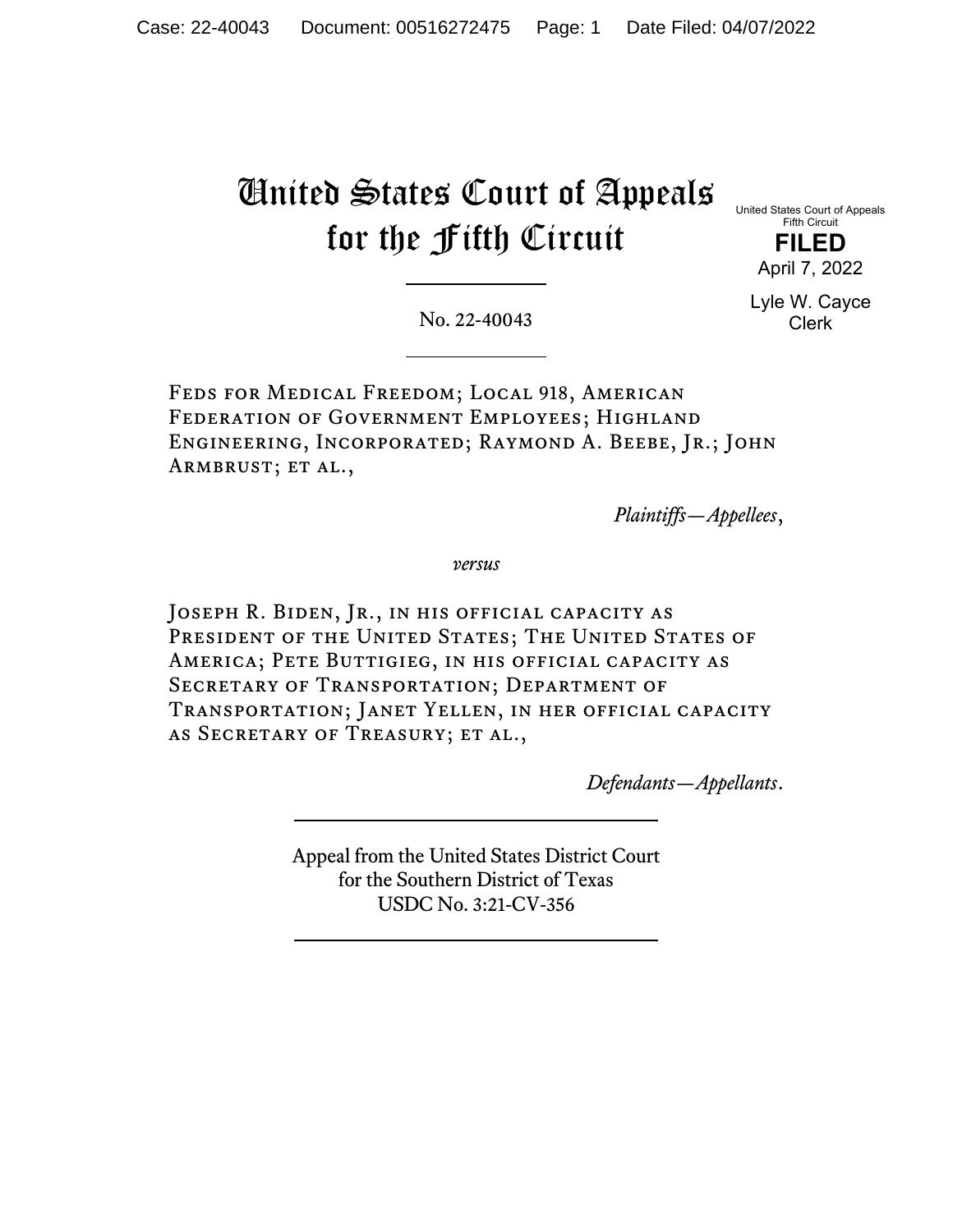# United States Court of Appeals for the Fifth Circuit

United States Court of Appeals
Fifth Circuit

**FILED**

April 7, 2022

Lyle W. Cayce
Clerk

No. 22-40043

Feds for Medical Freedom; Local 918, American Federation of Government Employees; Highland Engineering, Incorporated; Raymond A. Beebe, Jr.; John Armbrust; et al.,

*Plaintiffs—Appellees*,

*versus*

Joseph R. Biden, Jr., in his official capacity as President of the United States; The United States of America; Pete Buttigieg, in his official capacity as Secretary of Transportation; Department of Transportation; Janet Yellen, in her official capacity as Secretary of Treasury; et al.,

*Defendants—Appellants*.

Appeal from the United States District Court
for the Southern District of Texas
USDC No. 3:21-CV-356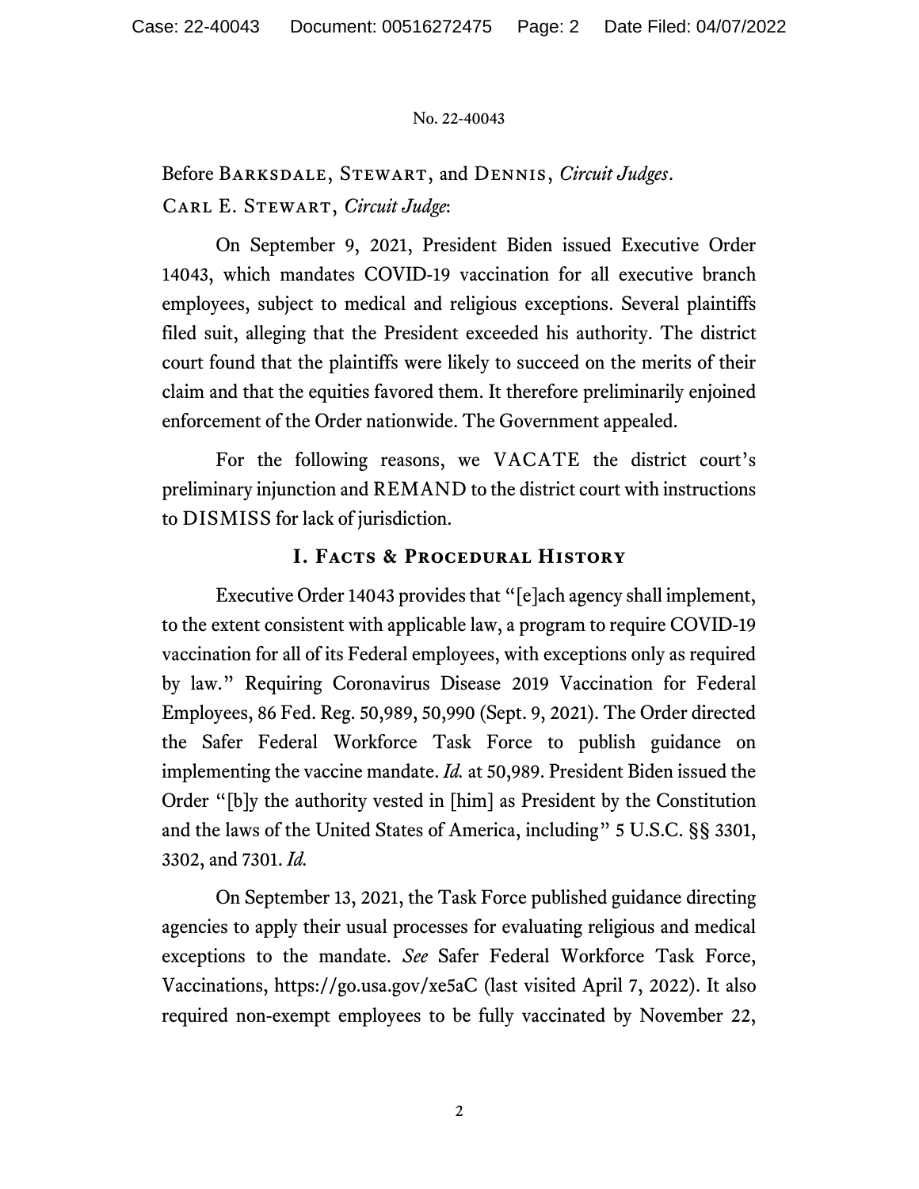No. 22-40043

Before Barksdale, Stewart, and Dennis, *Circuit Judges*.

Carl E. Stewart, *Circuit Judge*:

On September 9, 2021, President Biden issued Executive Order 14043, which mandates COVID-19 vaccination for all executive branch employees, subject to medical and religious exceptions. Several plaintiffs filed suit, alleging that the President exceeded his authority. The district court found that the plaintiffs were likely to succeed on the merits of their claim and that the equities favored them. It therefore preliminarily enjoined enforcement of the Order nationwide. The Government appealed.

For the following reasons, we VACATE the district court's preliminary injunction and REMAND to the district court with instructions to DISMISS for lack of jurisdiction.

## I. Facts & Procedural History

Executive Order 14043 provides that "[e]ach agency shall implement, to the extent consistent with applicable law, a program to require COVID-19 vaccination for all of its Federal employees, with exceptions only as required by law." Requiring Coronavirus Disease 2019 Vaccination for Federal Employees, 86 Fed. Reg. 50,989, 50,990 (Sept. 9, 2021). The Order directed the Safer Federal Workforce Task Force to publish guidance on implementing the vaccine mandate. *Id.* at 50,989. President Biden issued the Order "[b]y the authority vested in [him] as President by the Constitution and the laws of the United States of America, including" 5 U.S.C. §§ 3301, 3302, and 7301. *Id.*

On September 13, 2021, the Task Force published guidance directing agencies to apply their usual processes for evaluating religious and medical exceptions to the mandate. *See* Safer Federal Workforce Task Force, Vaccinations, https://go.usa.gov/xe5aC (last visited April 7, 2022). It also required non-exempt employees to be fully vaccinated by November 22,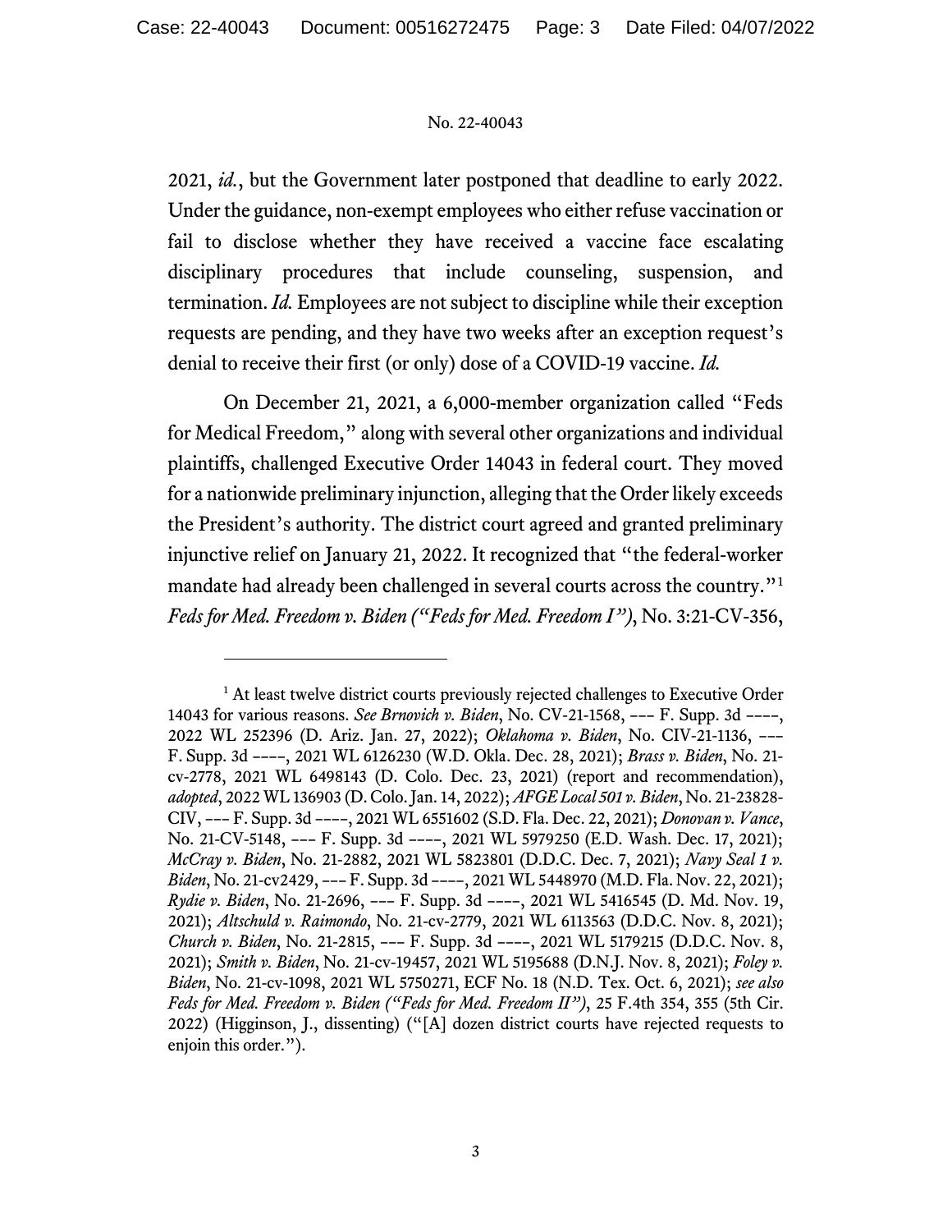2021, *id.*, but the Government later postponed that deadline to early 2022. Under the guidance, non-exempt employees who either refuse vaccination or fail to disclose whether they have received a vaccine face escalating disciplinary procedures that include counseling, suspension, and termination. *Id.* Employees are not subject to discipline while their exception requests are pending, and they have two weeks after an exception request's denial to receive their first (or only) dose of a COVID-19 vaccine. *Id.*

On December 21, 2021, a 6,000-member organization called "Feds for Medical Freedom," along with several other organizations and individual plaintiffs, challenged Executive Order 14043 in federal court. They moved for a nationwide preliminary injunction, alleging that the Order likely exceeds the President's authority. The district court agreed and granted preliminary injunctive relief on January 21, 2022. It recognized that "the federal-worker mandate had already been challenged in several courts across the country."[1] *Feds for Med. Freedom v. Biden ("Feds for Med. Freedom I")*, No. 3:21-CV-356,

---

[1] At least twelve district courts previously rejected challenges to Executive Order 14043 for various reasons. *See Brnovich v. Biden*, No. CV-21-1568, --- F. Supp. 3d ----, 2022 WL 252396 (D. Ariz. Jan. 27, 2022); *Oklahoma v. Biden*, No. CIV-21-1136, --- F. Supp. 3d ----, 2021 WL 6126230 (W.D. Okla. Dec. 28, 2021); *Brass v. Biden*, No. 21-cv-2778, 2021 WL 6498143 (D. Colo. Dec. 23, 2021) (report and recommendation), *adopted*, 2022 WL 136903 (D. Colo. Jan. 14, 2022); *AFGE Local 501 v. Biden*, No. 21-23828-CIV, --- F. Supp. 3d ----, 2021 WL 6551602 (S.D. Fla. Dec. 22, 2021); *Donovan v. Vance*, No. 21-CV-5148, --- F. Supp. 3d ----, 2021 WL 5979250 (E.D. Wash. Dec. 17, 2021); *McCray v. Biden*, No. 21-2882, 2021 WL 5823801 (D.D.C. Dec. 7, 2021); *Navy Seal 1 v. Biden*, No. 21-cv2429, --- F. Supp. 3d ----, 2021 WL 5448970 (M.D. Fla. Nov. 22, 2021); *Rydie v. Biden*, No. 21-2696, --- F. Supp. 3d ----, 2021 WL 5416545 (D. Md. Nov. 19, 2021); *Altschuld v. Raimondo*, No. 21-cv-2779, 2021 WL 6113563 (D.D.C. Nov. 8, 2021); *Church v. Biden*, No. 21-2815, --- F. Supp. 3d ----, 2021 WL 5179215 (D.D.C. Nov. 8, 2021); *Smith v. Biden*, No. 21-cv-19457, 2021 WL 5195688 (D.N.J. Nov. 8, 2021); *Foley v. Biden*, No. 21-cv-1098, 2021 WL 5750271, ECF No. 18 (N.D. Tex. Oct. 6, 2021); *see also Feds for Med. Freedom v. Biden ("Feds for Med. Freedom II")*, 25 F.4th 354, 355 (5th Cir. 2022) (Higginson, J., dissenting) ("[A] dozen district courts have rejected requests to enjoin this order.").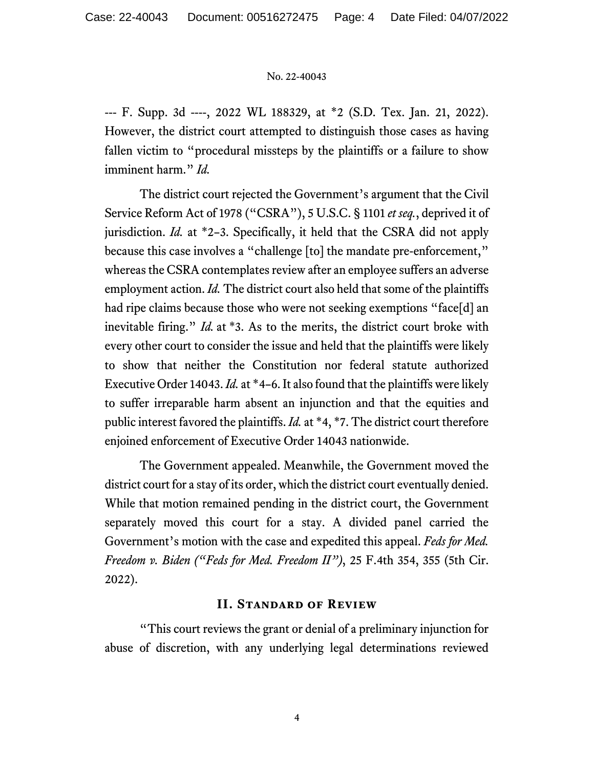--- F. Supp. 3d ----, 2022 WL 188329, at *2 (S.D. Tex. Jan. 21, 2022). However, the district court attempted to distinguish those cases as having fallen victim to "procedural missteps by the plaintiffs or a failure to show imminent harm." *Id.*

The district court rejected the Government's argument that the Civil Service Reform Act of 1978 ("CSRA"), 5 U.S.C. § 1101 *et seq.*, deprived it of jurisdiction. *Id.* at *2–3. Specifically, it held that the CSRA did not apply because this case involves a "challenge [to] the mandate pre-enforcement," whereas the CSRA contemplates review after an employee suffers an adverse employment action. *Id.* The district court also held that some of the plaintiffs had ripe claims because those who were not seeking exemptions "face[d] an inevitable firing." *Id.* at *3. As to the merits, the district court broke with every other court to consider the issue and held that the plaintiffs were likely to show that neither the Constitution nor federal statute authorized Executive Order 14043. *Id.* at *4–6. It also found that the plaintiffs were likely to suffer irreparable harm absent an injunction and that the equities and public interest favored the plaintiffs. *Id.* at *4, *7. The district court therefore enjoined enforcement of Executive Order 14043 nationwide.

The Government appealed. Meanwhile, the Government moved the district court for a stay of its order, which the district court eventually denied. While that motion remained pending in the district court, the Government separately moved this court for a stay. A divided panel carried the Government's motion with the case and expedited this appeal. *Feds for Med. Freedom v. Biden ("Feds for Med. Freedom II")*, 25 F.4th 354, 355 (5th Cir. 2022).

## II. Standard of Review

"This court reviews the grant or denial of a preliminary injunction for abuse of discretion, with any underlying legal determinations reviewed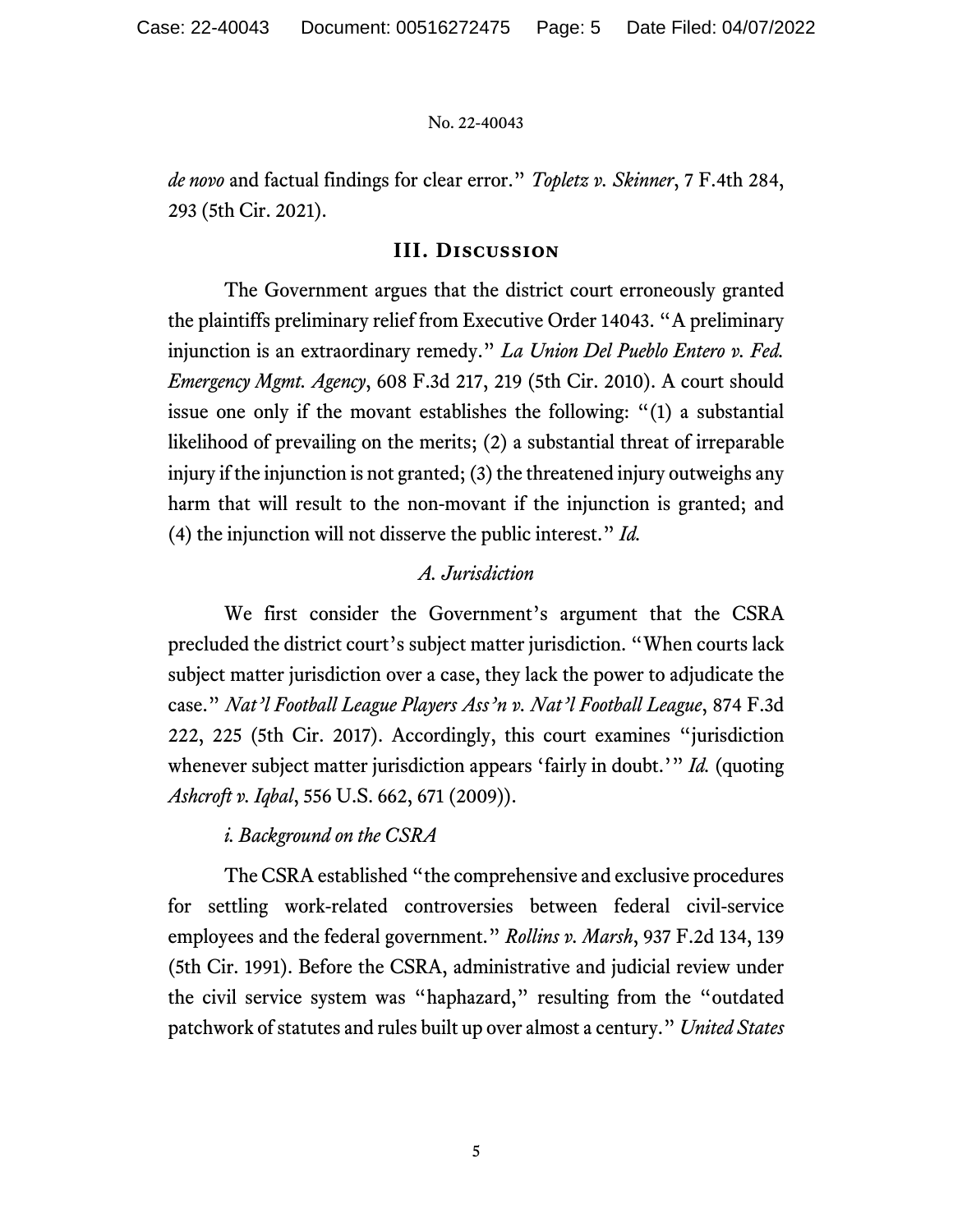*de novo* and factual findings for clear error." *Topletz v. Skinner*, 7 F.4th 284, 293 (5th Cir. 2021).

## III. Discussion

The Government argues that the district court erroneously granted the plaintiffs preliminary relief from Executive Order 14043. "A preliminary injunction is an extraordinary remedy." *La Union Del Pueblo Entero v. Fed. Emergency Mgmt. Agency*, 608 F.3d 217, 219 (5th Cir. 2010). A court should issue one only if the movant establishes the following: "(1) a substantial likelihood of prevailing on the merits; (2) a substantial threat of irreparable injury if the injunction is not granted; (3) the threatened injury outweighs any harm that will result to the non-movant if the injunction is granted; and (4) the injunction will not disserve the public interest." *Id.*

### *A. Jurisdiction*

We first consider the Government's argument that the CSRA precluded the district court's subject matter jurisdiction. "When courts lack subject matter jurisdiction over a case, they lack the power to adjudicate the case." *Nat'l Football League Players Ass'n v. Nat'l Football League*, 874 F.3d 222, 225 (5th Cir. 2017). Accordingly, this court examines "jurisdiction whenever subject matter jurisdiction appears 'fairly in doubt.'" *Id.* (quoting *Ashcroft v. Iqbal*, 556 U.S. 662, 671 (2009)).

#### *i. Background on the CSRA*

The CSRA established "the comprehensive and exclusive procedures for settling work-related controversies between federal civil-service employees and the federal government." *Rollins v. Marsh*, 937 F.2d 134, 139 (5th Cir. 1991). Before the CSRA, administrative and judicial review under the civil service system was "haphazard," resulting from the "outdated patchwork of statutes and rules built up over almost a century." *United States*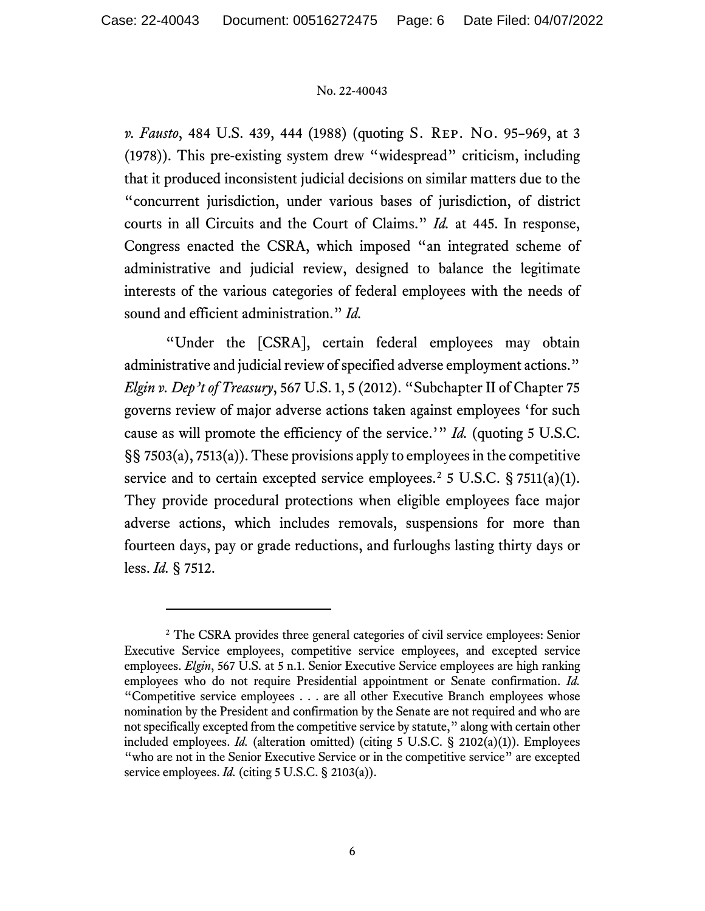*v. Fausto*, 484 U.S. 439, 444 (1988) (quoting S. Rep. No. 95–969, at 3 (1978)). This pre-existing system drew "widespread" criticism, including that it produced inconsistent judicial decisions on similar matters due to the "concurrent jurisdiction, under various bases of jurisdiction, of district courts in all Circuits and the Court of Claims." *Id.* at 445. In response, Congress enacted the CSRA, which imposed "an integrated scheme of administrative and judicial review, designed to balance the legitimate interests of the various categories of federal employees with the needs of sound and efficient administration." *Id.*

"Under the [CSRA], certain federal employees may obtain administrative and judicial review of specified adverse employment actions." *Elgin v. Dep't of Treasury*, 567 U.S. 1, 5 (2012). "Subchapter II of Chapter 75 governs review of major adverse actions taken against employees 'for such cause as will promote the efficiency of the service.'" *Id.* (quoting 5 U.S.C. §§ 7503(a), 7513(a)). These provisions apply to employees in the competitive service and to certain excepted service employees.[2] 5 U.S.C. § 7511(a)(1). They provide procedural protections when eligible employees face major adverse actions, which includes removals, suspensions for more than fourteen days, pay or grade reductions, and furloughs lasting thirty days or less. *Id.* § 7512.

---

[2] The CSRA provides three general categories of civil service employees: Senior Executive Service employees, competitive service employees, and excepted service employees. *Elgin*, 567 U.S. at 5 n.1. Senior Executive Service employees are high ranking employees who do not require Presidential appointment or Senate confirmation. *Id.* "Competitive service employees . . . are all other Executive Branch employees whose nomination by the President and confirmation by the Senate are not required and who are not specifically excepted from the competitive service by statute," along with certain other included employees. *Id.* (alteration omitted) (citing 5 U.S.C. § 2102(a)(1)). Employees "who are not in the Senior Executive Service or in the competitive service" are excepted service employees. *Id.* (citing 5 U.S.C. § 2103(a)).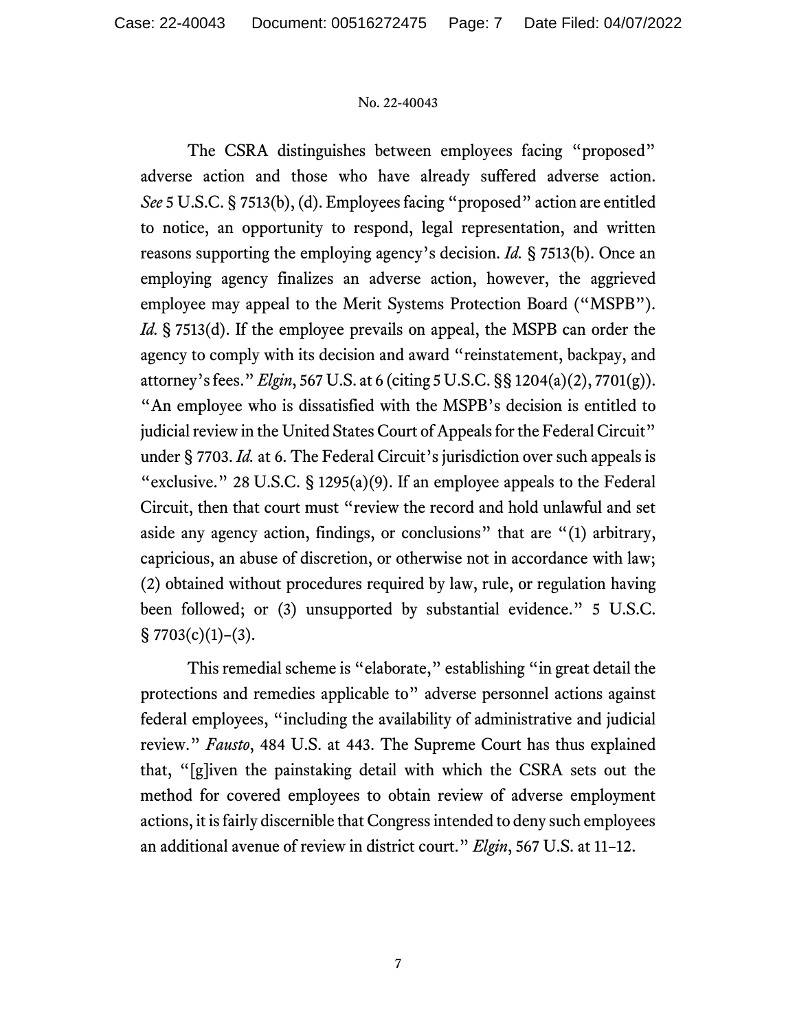The CSRA distinguishes between employees facing "proposed" adverse action and those who have already suffered adverse action. *See* 5 U.S.C. § 7513(b), (d). Employees facing "proposed" action are entitled to notice, an opportunity to respond, legal representation, and written reasons supporting the employing agency's decision. *Id.* § 7513(b). Once an employing agency finalizes an adverse action, however, the aggrieved employee may appeal to the Merit Systems Protection Board ("MSPB"). *Id.* § 7513(d). If the employee prevails on appeal, the MSPB can order the agency to comply with its decision and award "reinstatement, backpay, and attorney's fees." *Elgin*, 567 U.S. at 6 (citing 5 U.S.C. §§ 1204(a)(2), 7701(g)). "An employee who is dissatisfied with the MSPB's decision is entitled to judicial review in the United States Court of Appeals for the Federal Circuit" under § 7703. *Id.* at 6. The Federal Circuit's jurisdiction over such appeals is "exclusive." 28 U.S.C. § 1295(a)(9). If an employee appeals to the Federal Circuit, then that court must "review the record and hold unlawful and set aside any agency action, findings, or conclusions" that are "(1) arbitrary, capricious, an abuse of discretion, or otherwise not in accordance with law; (2) obtained without procedures required by law, rule, or regulation having been followed; or (3) unsupported by substantial evidence." 5 U.S.C. § 7703(c)(1)–(3).

This remedial scheme is "elaborate," establishing "in great detail the protections and remedies applicable to" adverse personnel actions against federal employees, "including the availability of administrative and judicial review." *Fausto*, 484 U.S. at 443. The Supreme Court has thus explained that, "[g]iven the painstaking detail with which the CSRA sets out the method for covered employees to obtain review of adverse employment actions, it is fairly discernible that Congress intended to deny such employees an additional avenue of review in district court." *Elgin*, 567 U.S. at 11–12.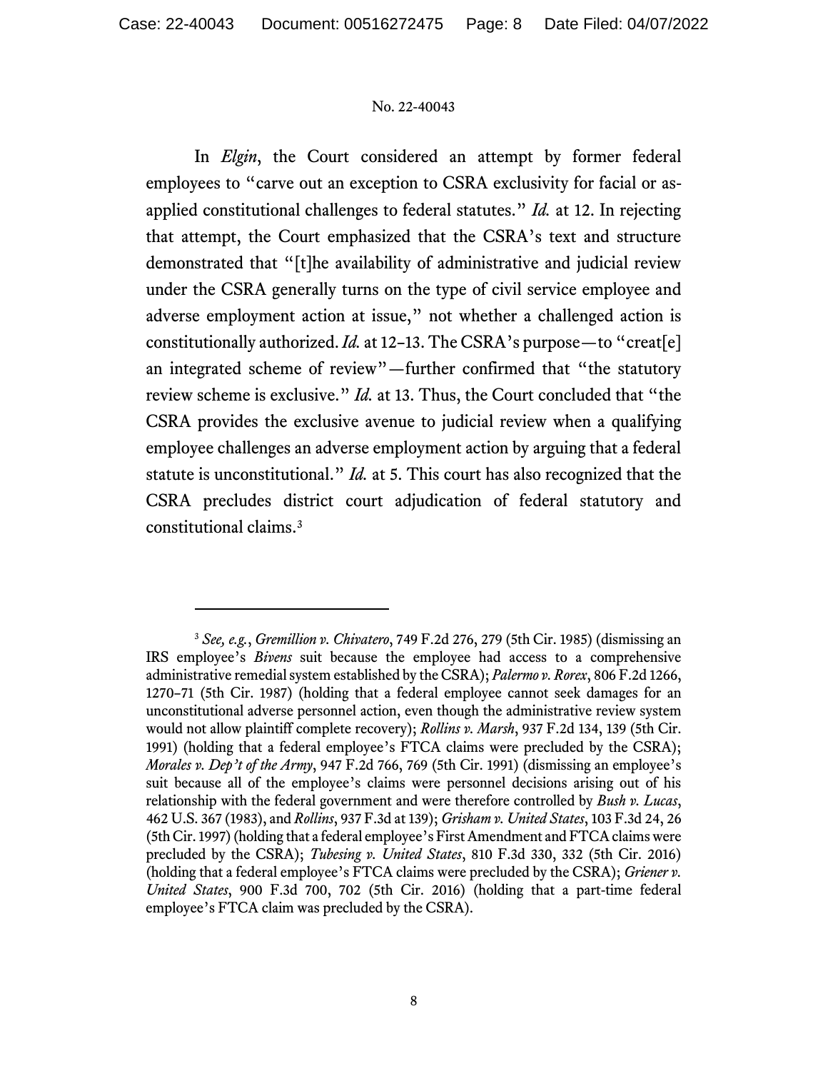In *Elgin*, the Court considered an attempt by former federal employees to "carve out an exception to CSRA exclusivity for facial or as-applied constitutional challenges to federal statutes." *Id.* at 12. In rejecting that attempt, the Court emphasized that the CSRA's text and structure demonstrated that "[t]he availability of administrative and judicial review under the CSRA generally turns on the type of civil service employee and adverse employment action at issue," not whether a challenged action is constitutionally authorized. *Id.* at 12–13. The CSRA's purpose—to "creat[e] an integrated scheme of review"—further confirmed that "the statutory review scheme is exclusive." *Id.* at 13. Thus, the Court concluded that "the CSRA provides the exclusive avenue to judicial review when a qualifying employee challenges an adverse employment action by arguing that a federal statute is unconstitutional." *Id.* at 5. This court has also recognized that the CSRA precludes district court adjudication of federal statutory and constitutional claims.[3]

---

[3] *See, e.g.*, *Gremillion v. Chivatero*, 749 F.2d 276, 279 (5th Cir. 1985) (dismissing an IRS employee's *Bivens* suit because the employee had access to a comprehensive administrative remedial system established by the CSRA); *Palermo v. Rorex*, 806 F.2d 1266, 1270–71 (5th Cir. 1987) (holding that a federal employee cannot seek damages for an unconstitutional adverse personnel action, even though the administrative review system would not allow plaintiff complete recovery); *Rollins v. Marsh*, 937 F.2d 134, 139 (5th Cir. 1991) (holding that a federal employee's FTCA claims were precluded by the CSRA); *Morales v. Dep't of the Army*, 947 F.2d 766, 769 (5th Cir. 1991) (dismissing an employee's suit because all of the employee's claims were personnel decisions arising out of his relationship with the federal government and were therefore controlled by *Bush v. Lucas*, 462 U.S. 367 (1983), and *Rollins*, 937 F.3d at 139); *Grisham v. United States*, 103 F.3d 24, 26 (5th Cir. 1997) (holding that a federal employee's First Amendment and FTCA claims were precluded by the CSRA); *Tubesing v. United States*, 810 F.3d 330, 332 (5th Cir. 2016) (holding that a federal employee's FTCA claims were precluded by the CSRA); *Griener v. United States*, 900 F.3d 700, 702 (5th Cir. 2016) (holding that a part-time federal employee's FTCA claim was precluded by the CSRA).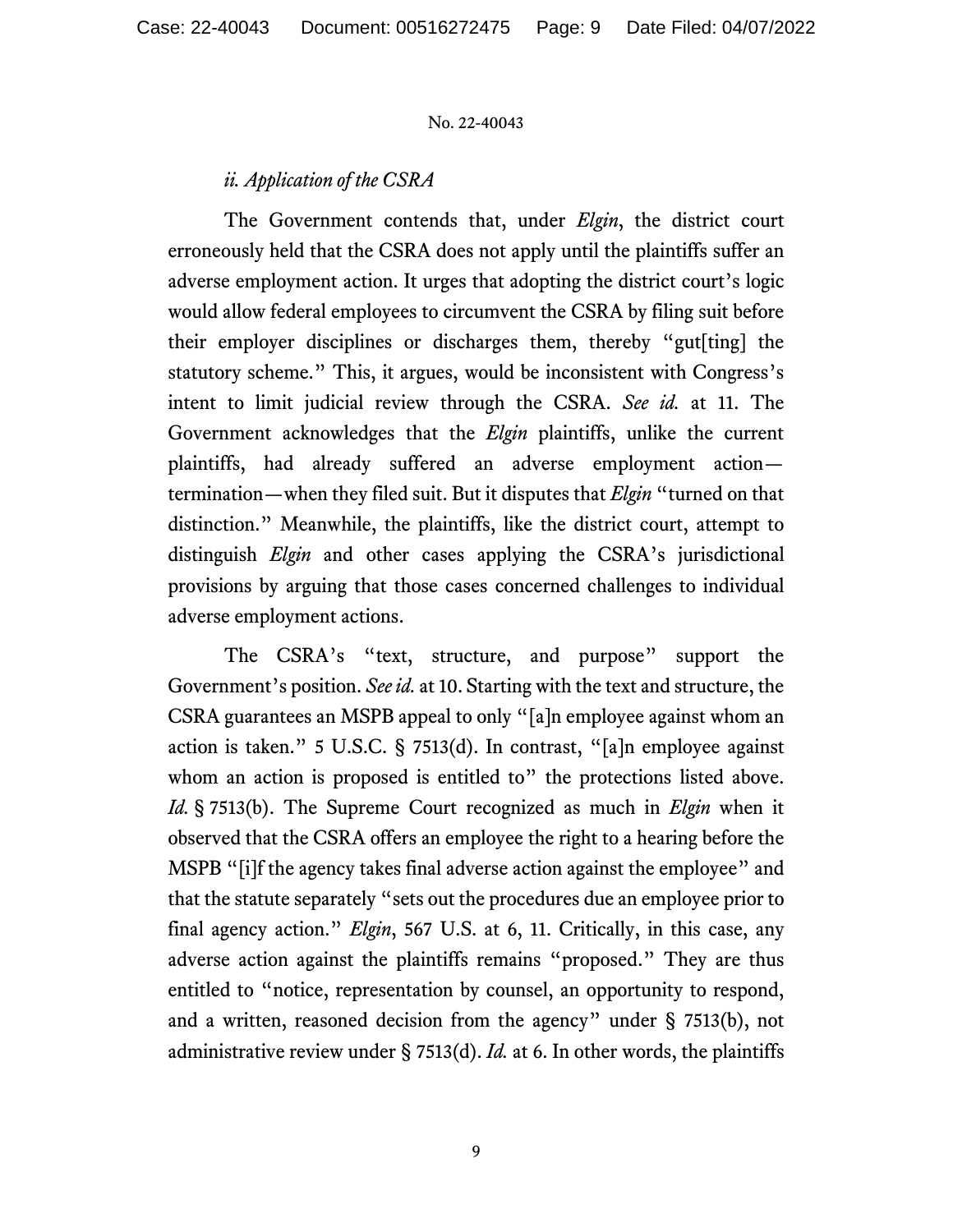### *ii. Application of the CSRA*

The Government contends that, under *Elgin*, the district court erroneously held that the CSRA does not apply until the plaintiffs suffer an adverse employment action. It urges that adopting the district court's logic would allow federal employees to circumvent the CSRA by filing suit before their employer disciplines or discharges them, thereby "gut[ting] the statutory scheme." This, it argues, would be inconsistent with Congress's intent to limit judicial review through the CSRA. *See id.* at 11. The Government acknowledges that the *Elgin* plaintiffs, unlike the current plaintiffs, had already suffered an adverse employment action—termination—when they filed suit. But it disputes that *Elgin* "turned on that distinction." Meanwhile, the plaintiffs, like the district court, attempt to distinguish *Elgin* and other cases applying the CSRA's jurisdictional provisions by arguing that those cases concerned challenges to individual adverse employment actions.

The CSRA's "text, structure, and purpose" support the Government's position. *See id.* at 10. Starting with the text and structure, the CSRA guarantees an MSPB appeal to only "[a]n employee against whom an action is taken." 5 U.S.C. § 7513(d). In contrast, "[a]n employee against whom an action is proposed is entitled to" the protections listed above. *Id.* § 7513(b). The Supreme Court recognized as much in *Elgin* when it observed that the CSRA offers an employee the right to a hearing before the MSPB "[i]f the agency takes final adverse action against the employee" and that the statute separately "sets out the procedures due an employee prior to final agency action." *Elgin*, 567 U.S. at 6, 11. Critically, in this case, any adverse action against the plaintiffs remains "proposed." They are thus entitled to "notice, representation by counsel, an opportunity to respond, and a written, reasoned decision from the agency" under § 7513(b), not administrative review under § 7513(d). *Id.* at 6. In other words, the plaintiffs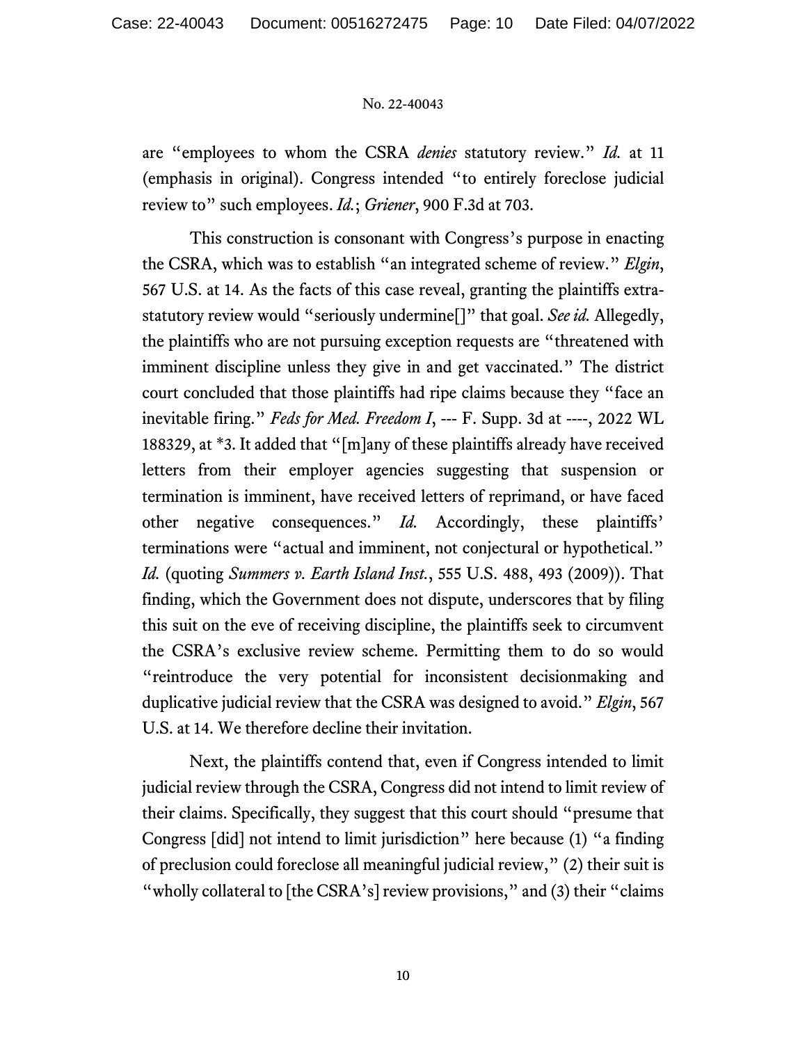are "employees to whom the CSRA *denies* statutory review." *Id.* at 11 (emphasis in original). Congress intended "to entirely foreclose judicial review to" such employees. *Id.*; *Griener*, 900 F.3d at 703.

This construction is consonant with Congress's purpose in enacting the CSRA, which was to establish "an integrated scheme of review." *Elgin*, 567 U.S. at 14. As the facts of this case reveal, granting the plaintiffs extra-statutory review would "seriously undermine[]" that goal. *See id.* Allegedly, the plaintiffs who are not pursuing exception requests are "threatened with imminent discipline unless they give in and get vaccinated." The district court concluded that those plaintiffs had ripe claims because they "face an inevitable firing." *Feds for Med. Freedom I*, --- F. Supp. 3d at ----, 2022 WL 188329, at *3. It added that "[m]any of these plaintiffs already have received letters from their employer agencies suggesting that suspension or termination is imminent, have received letters of reprimand, or have faced other negative consequences." *Id.* Accordingly, these plaintiffs' terminations were "actual and imminent, not conjectural or hypothetical." *Id.* (quoting *Summers v. Earth Island Inst.*, 555 U.S. 488, 493 (2009)). That finding, which the Government does not dispute, underscores that by filing this suit on the eve of receiving discipline, the plaintiffs seek to circumvent the CSRA's exclusive review scheme. Permitting them to do so would "reintroduce the very potential for inconsistent decisionmaking and duplicative judicial review that the CSRA was designed to avoid." *Elgin*, 567 U.S. at 14. We therefore decline their invitation.

Next, the plaintiffs contend that, even if Congress intended to limit judicial review through the CSRA, Congress did not intend to limit review of their claims. Specifically, they suggest that this court should "presume that Congress [did] not intend to limit jurisdiction" here because (1) "a finding of preclusion could foreclose all meaningful judicial review," (2) their suit is "wholly collateral to [the CSRA's] review provisions," and (3) their "claims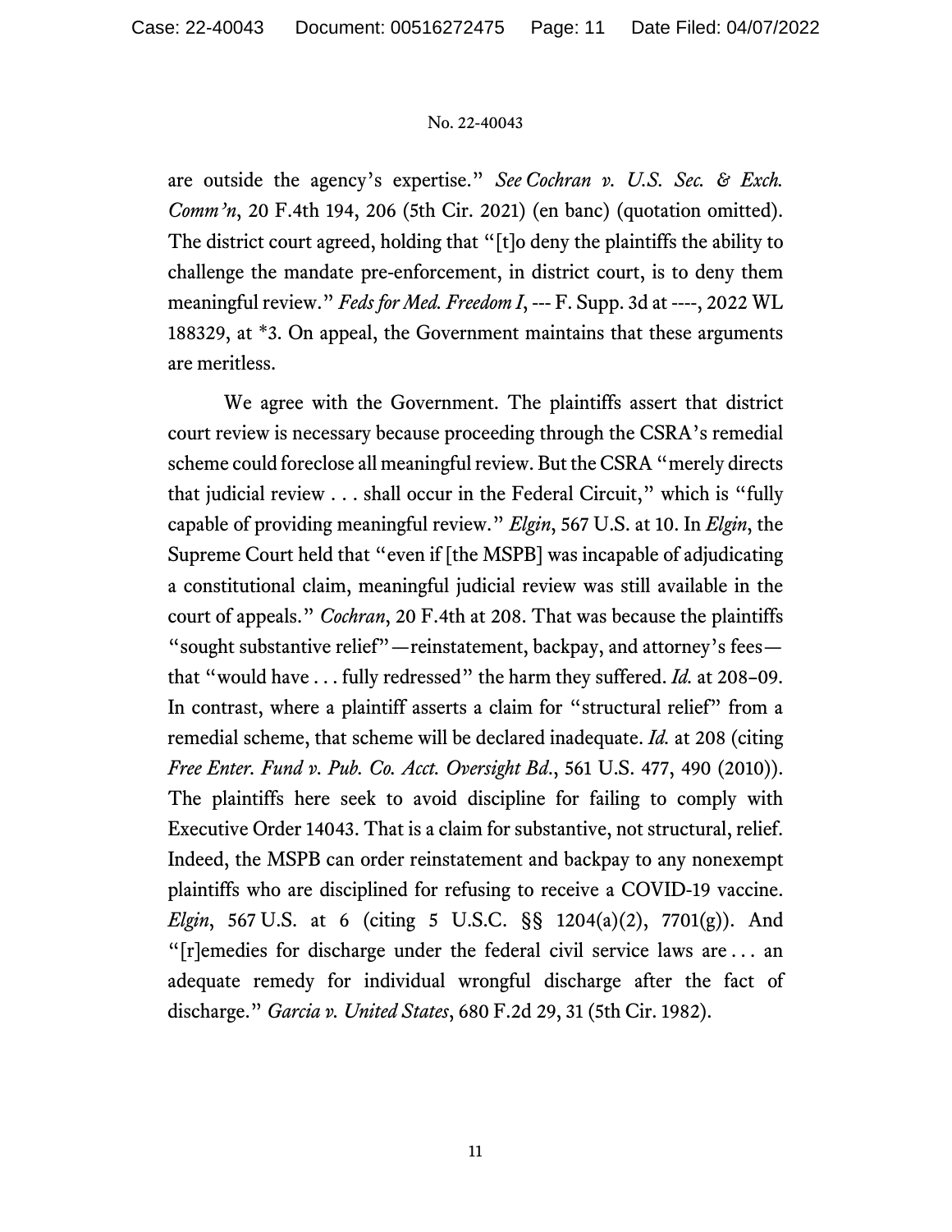are outside the agency's expertise." *See Cochran v. U.S. Sec. & Exch. Comm'n*, 20 F.4th 194, 206 (5th Cir. 2021) (en banc) (quotation omitted). The district court agreed, holding that "[t]o deny the plaintiffs the ability to challenge the mandate pre-enforcement, in district court, is to deny them meaningful review." *Feds for Med. Freedom I*, --- F. Supp. 3d at ----, 2022 WL 188329, at *3. On appeal, the Government maintains that these arguments are meritless.

We agree with the Government. The plaintiffs assert that district court review is necessary because proceeding through the CSRA's remedial scheme could foreclose all meaningful review. But the CSRA "merely directs that judicial review . . . shall occur in the Federal Circuit," which is "fully capable of providing meaningful review." *Elgin*, 567 U.S. at 10. In *Elgin*, the Supreme Court held that "even if [the MSPB] was incapable of adjudicating a constitutional claim, meaningful judicial review was still available in the court of appeals." *Cochran*, 20 F.4th at 208. That was because the plaintiffs "sought substantive relief"—reinstatement, backpay, and attorney's fees—that "would have . . . fully redressed" the harm they suffered. *Id.* at 208–09. In contrast, where a plaintiff asserts a claim for "structural relief" from a remedial scheme, that scheme will be declared inadequate. *Id.* at 208 (citing *Free Enter. Fund v. Pub. Co. Acct. Oversight Bd.*, 561 U.S. 477, 490 (2010)). The plaintiffs here seek to avoid discipline for failing to comply with Executive Order 14043. That is a claim for substantive, not structural, relief. Indeed, the MSPB can order reinstatement and backpay to any nonexempt plaintiffs who are disciplined for refusing to receive a COVID-19 vaccine. *Elgin*, 567 U.S. at 6 (citing 5 U.S.C. §§ 1204(a)(2), 7701(g)). And "[r]emedies for discharge under the federal civil service laws are . . . an adequate remedy for individual wrongful discharge after the fact of discharge." *Garcia v. United States*, 680 F.2d 29, 31 (5th Cir. 1982).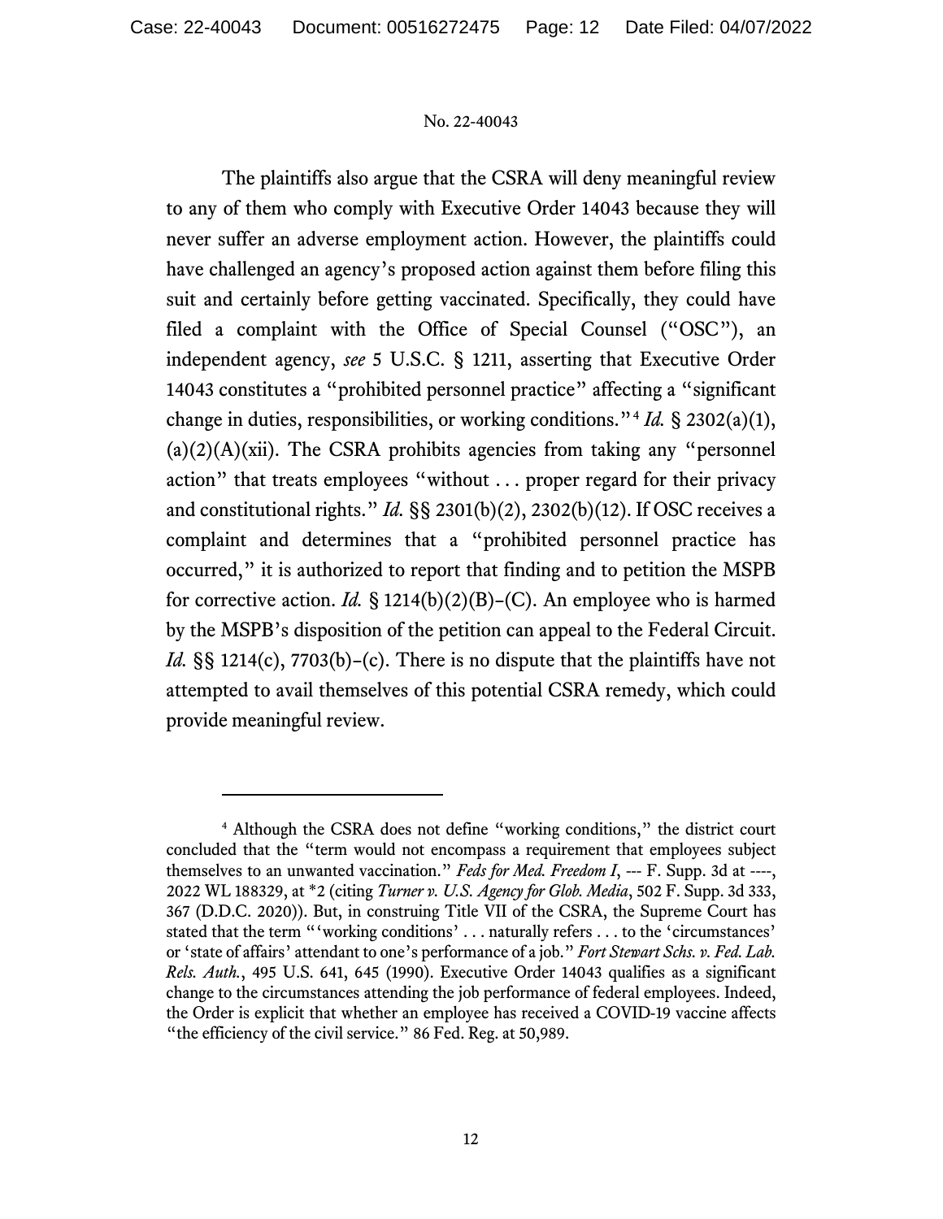The plaintiffs also argue that the CSRA will deny meaningful review to any of them who comply with Executive Order 14043 because they will never suffer an adverse employment action. However, the plaintiffs could have challenged an agency's proposed action against them before filing this suit and certainly before getting vaccinated. Specifically, they could have filed a complaint with the Office of Special Counsel ("OSC"), an independent agency, *see* 5 U.S.C. § 1211, asserting that Executive Order 14043 constitutes a "prohibited personnel practice" affecting a "significant change in duties, responsibilities, or working conditions."[4] *Id.* § 2302(a)(1), (a)(2)(A)(xii). The CSRA prohibits agencies from taking any "personnel action" that treats employees "without . . . proper regard for their privacy and constitutional rights." *Id.* §§ 2301(b)(2), 2302(b)(12). If OSC receives a complaint and determines that a "prohibited personnel practice has occurred," it is authorized to report that finding and to petition the MSPB for corrective action. *Id.* § 1214(b)(2)(B)–(C). An employee who is harmed by the MSPB's disposition of the petition can appeal to the Federal Circuit. *Id.* §§ 1214(c), 7703(b)–(c). There is no dispute that the plaintiffs have not attempted to avail themselves of this potential CSRA remedy, which could provide meaningful review.

---

[4] Although the CSRA does not define "working conditions," the district court concluded that the "term would not encompass a requirement that employees subject themselves to an unwanted vaccination." *Feds for Med. Freedom I*, --- F. Supp. 3d at ----, 2022 WL 188329, at *2 (citing *Turner v. U.S. Agency for Glob. Media*, 502 F. Supp. 3d 333, 367 (D.D.C. 2020)). But, in construing Title VII of the CSRA, the Supreme Court has stated that the term "'working conditions' . . . naturally refers . . . to the 'circumstances' or 'state of affairs' attendant to one's performance of a job." *Fort Stewart Schs. v. Fed. Lab. Rels. Auth.*, 495 U.S. 641, 645 (1990). Executive Order 14043 qualifies as a significant change to the circumstances attending the job performance of federal employees. Indeed, the Order is explicit that whether an employee has received a COVID-19 vaccine affects "the efficiency of the civil service." 86 Fed. Reg. at 50,989.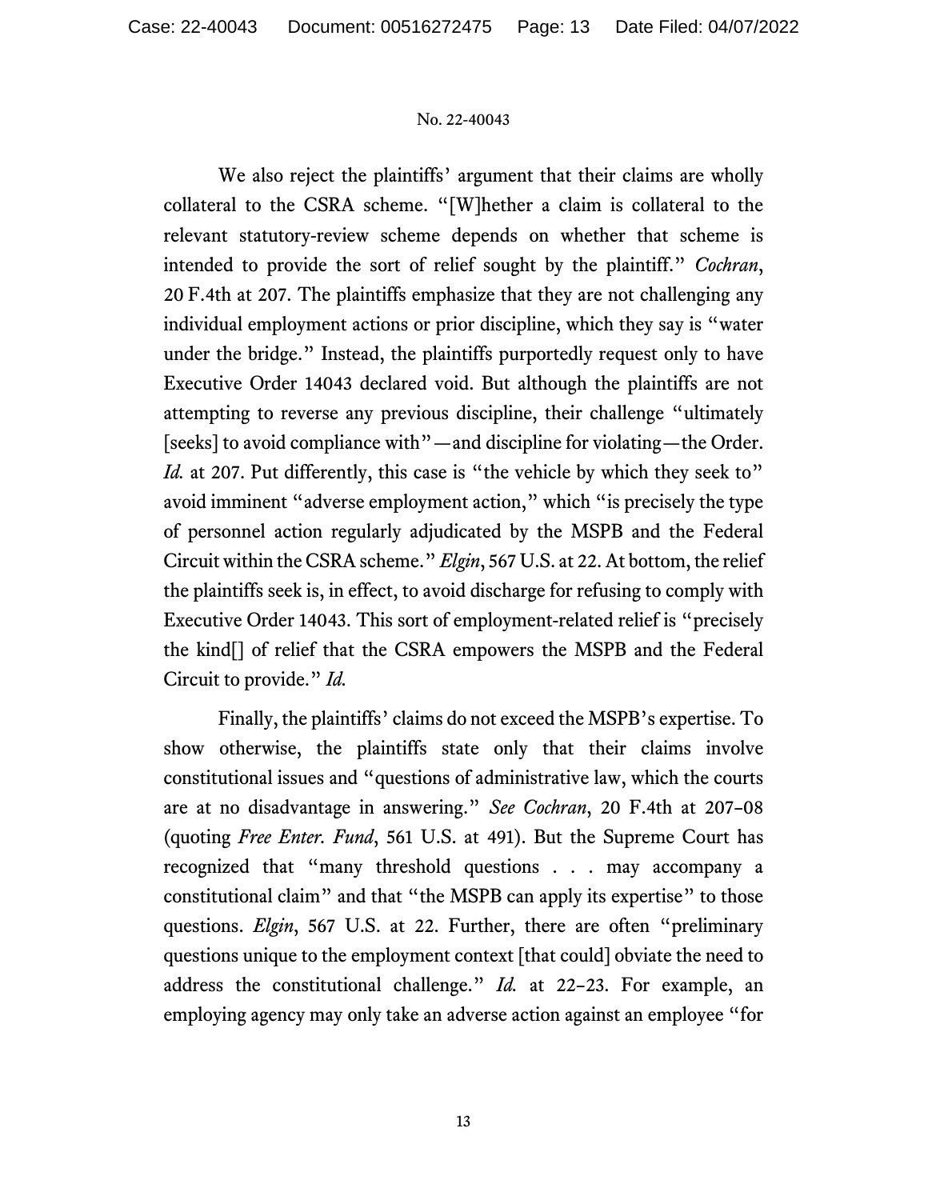We also reject the plaintiffs' argument that their claims are wholly collateral to the CSRA scheme. "[W]hether a claim is collateral to the relevant statutory-review scheme depends on whether that scheme is intended to provide the sort of relief sought by the plaintiff." *Cochran*, 20 F.4th at 207. The plaintiffs emphasize that they are not challenging any individual employment actions or prior discipline, which they say is "water under the bridge." Instead, the plaintiffs purportedly request only to have Executive Order 14043 declared void. But although the plaintiffs are not attempting to reverse any previous discipline, their challenge "ultimately [seeks] to avoid compliance with"—and discipline for violating—the Order. *Id.* at 207. Put differently, this case is "the vehicle by which they seek to" avoid imminent "adverse employment action," which "is precisely the type of personnel action regularly adjudicated by the MSPB and the Federal Circuit within the CSRA scheme." *Elgin*, 567 U.S. at 22. At bottom, the relief the plaintiffs seek is, in effect, to avoid discharge for refusing to comply with Executive Order 14043. This sort of employment-related relief is "precisely the kind[] of relief that the CSRA empowers the MSPB and the Federal Circuit to provide." *Id.*

Finally, the plaintiffs' claims do not exceed the MSPB's expertise. To show otherwise, the plaintiffs state only that their claims involve constitutional issues and "questions of administrative law, which the courts are at no disadvantage in answering." *See Cochran*, 20 F.4th at 207–08 (quoting *Free Enter. Fund*, 561 U.S. at 491). But the Supreme Court has recognized that "many threshold questions . . . may accompany a constitutional claim" and that "the MSPB can apply its expertise" to those questions. *Elgin*, 567 U.S. at 22. Further, there are often "preliminary questions unique to the employment context [that could] obviate the need to address the constitutional challenge." *Id.* at 22–23. For example, an employing agency may only take an adverse action against an employee "for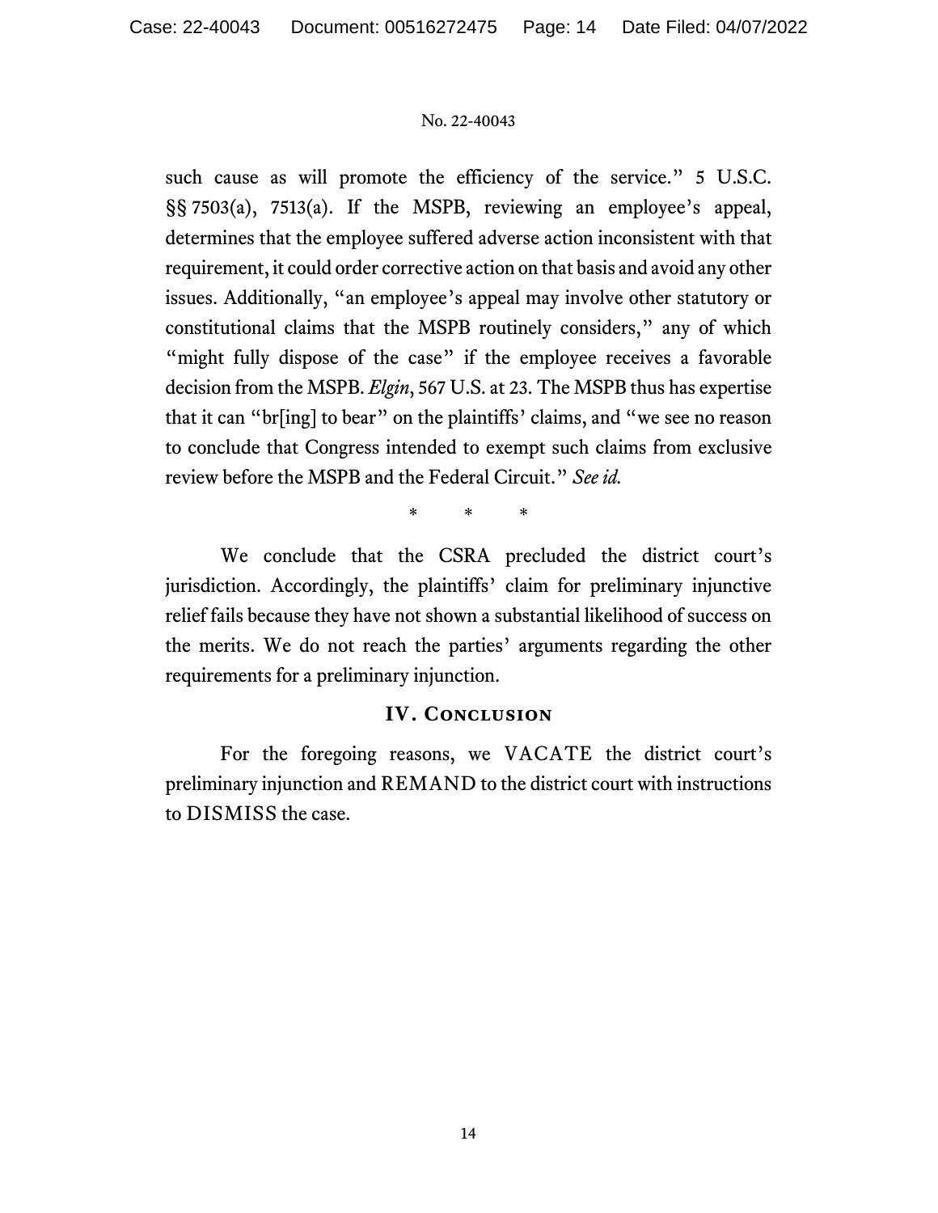such cause as will promote the efficiency of the service." 5 U.S.C. §§ 7503(a), 7513(a). If the MSPB, reviewing an employee's appeal, determines that the employee suffered adverse action inconsistent with that requirement, it could order corrective action on that basis and avoid any other issues. Additionally, "an employee's appeal may involve other statutory or constitutional claims that the MSPB routinely considers," any of which "might fully dispose of the case" if the employee receives a favorable decision from the MSPB. *Elgin*, 567 U.S. at 23. The MSPB thus has expertise that it can "br[ing] to bear" on the plaintiffs' claims, and "we see no reason to conclude that Congress intended to exempt such claims from exclusive review before the MSPB and the Federal Circuit." *See id.*

\* \* \*

We conclude that the CSRA precluded the district court's jurisdiction. Accordingly, the plaintiffs' claim for preliminary injunctive relief fails because they have not shown a substantial likelihood of success on the merits. We do not reach the parties' arguments regarding the other requirements for a preliminary injunction.

## IV. Conclusion

For the foregoing reasons, we VACATE the district court's preliminary injunction and REMAND to the district court with instructions to DISMISS the case.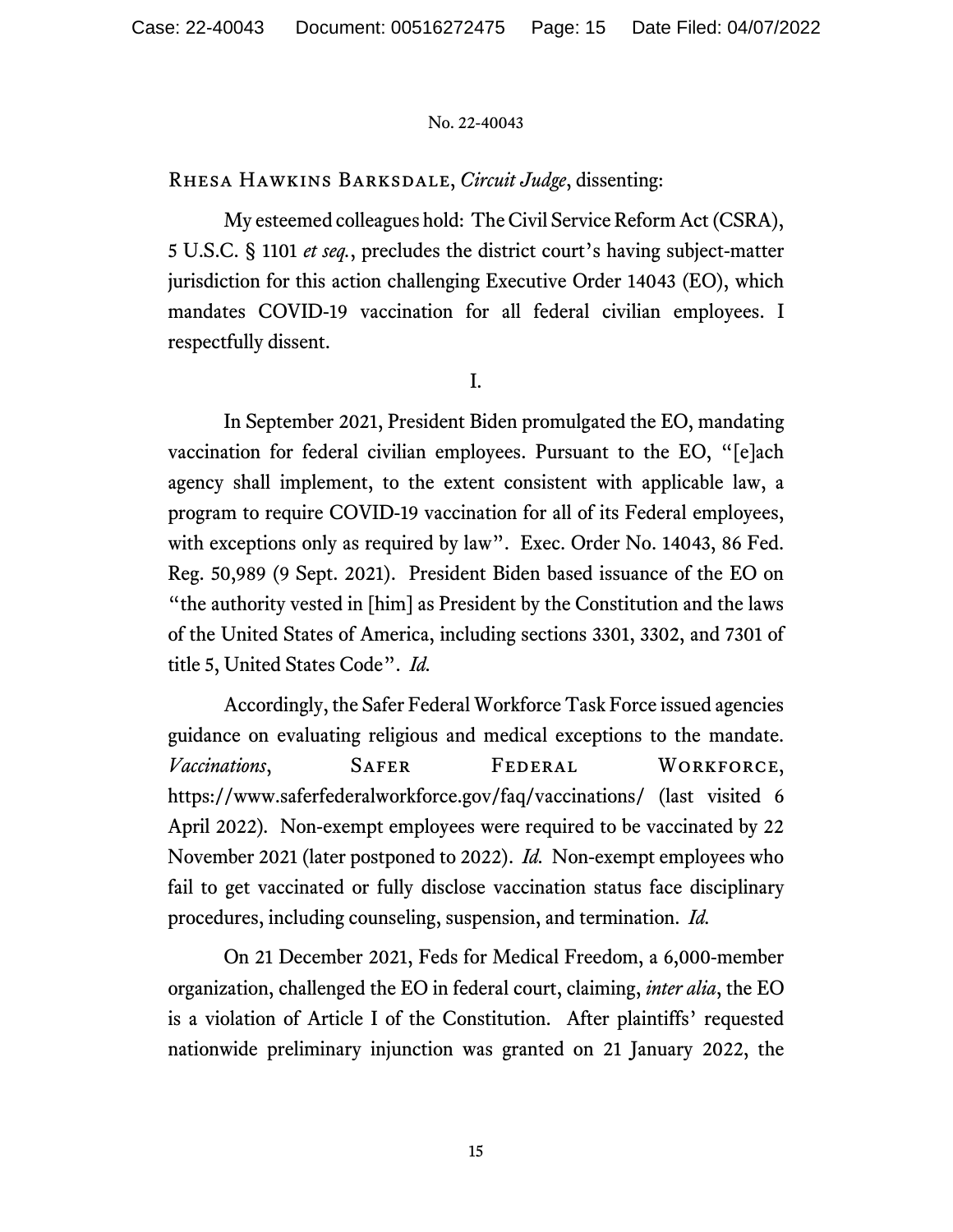No. 22-40043

Rhesa Hawkins Barksdale, *Circuit Judge*, dissenting:

My esteemed colleagues hold: The Civil Service Reform Act (CSRA), 5 U.S.C. § 1101 *et seq.*, precludes the district court's having subject-matter jurisdiction for this action challenging Executive Order 14043 (EO), which mandates COVID-19 vaccination for all federal civilian employees. I respectfully dissent.

I.

In September 2021, President Biden promulgated the EO, mandating vaccination for federal civilian employees. Pursuant to the EO, "[e]ach agency shall implement, to the extent consistent with applicable law, a program to require COVID-19 vaccination for all of its Federal employees, with exceptions only as required by law". Exec. Order No. 14043, 86 Fed. Reg. 50,989 (9 Sept. 2021). President Biden based issuance of the EO on "the authority vested in [him] as President by the Constitution and the laws of the United States of America, including sections 3301, 3302, and 7301 of title 5, United States Code". *Id.*

Accordingly, the Safer Federal Workforce Task Force issued agencies guidance on evaluating religious and medical exceptions to the mandate. *Vaccinations*, Safer Federal Workforce, https://www.saferfederalworkforce.gov/faq/vaccinations/ (last visited 6 April 2022). Non-exempt employees were required to be vaccinated by 22 November 2021 (later postponed to 2022). *Id.* Non-exempt employees who fail to get vaccinated or fully disclose vaccination status face disciplinary procedures, including counseling, suspension, and termination. *Id.*

On 21 December 2021, Feds for Medical Freedom, a 6,000-member organization, challenged the EO in federal court, claiming, *inter alia*, the EO is a violation of Article I of the Constitution. After plaintiffs' requested nationwide preliminary injunction was granted on 21 January 2022, the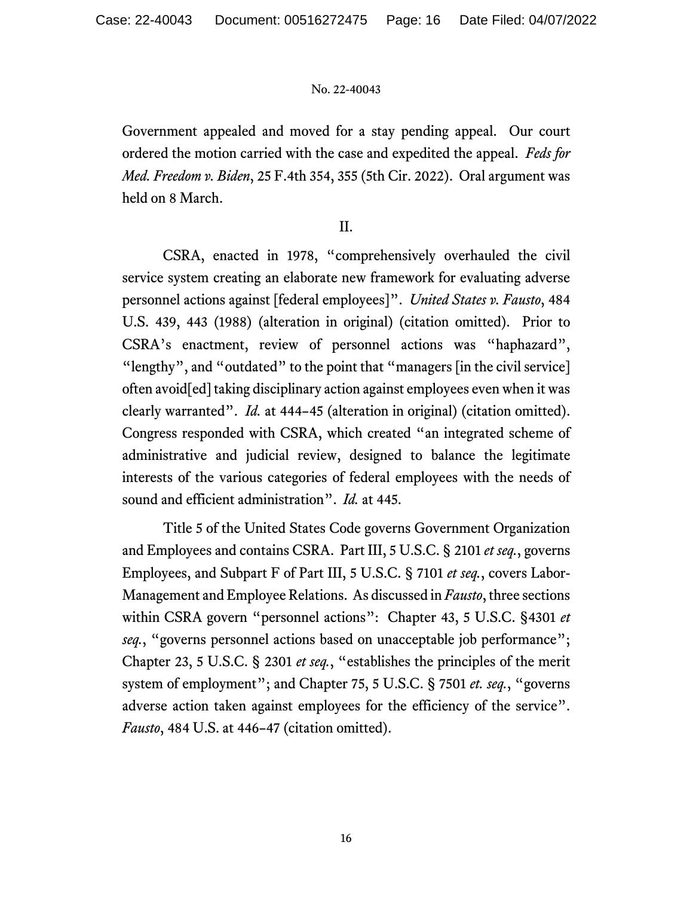Government appealed and moved for a stay pending appeal. Our court ordered the motion carried with the case and expedited the appeal. *Feds for Med. Freedom v. Biden*, 25 F.4th 354, 355 (5th Cir. 2022). Oral argument was held on 8 March.

## II.

CSRA, enacted in 1978, "comprehensively overhauled the civil service system creating an elaborate new framework for evaluating adverse personnel actions against [federal employees]". *United States v. Fausto*, 484 U.S. 439, 443 (1988) (alteration in original) (citation omitted). Prior to CSRA's enactment, review of personnel actions was "haphazard", "lengthy", and "outdated" to the point that "managers [in the civil service] often avoid[ed] taking disciplinary action against employees even when it was clearly warranted". *Id.* at 444–45 (alteration in original) (citation omitted). Congress responded with CSRA, which created "an integrated scheme of administrative and judicial review, designed to balance the legitimate interests of the various categories of federal employees with the needs of sound and efficient administration". *Id.* at 445.

Title 5 of the United States Code governs Government Organization and Employees and contains CSRA. Part III, 5 U.S.C. § 2101 *et seq.*, governs Employees, and Subpart F of Part III, 5 U.S.C. § 7101 *et seq.*, covers Labor-Management and Employee Relations. As discussed in *Fausto*, three sections within CSRA govern "personnel actions": Chapter 43, 5 U.S.C. §4301 *et seq.*, "governs personnel actions based on unacceptable job performance"; Chapter 23, 5 U.S.C. § 2301 *et seq.*, "establishes the principles of the merit system of employment"; and Chapter 75, 5 U.S.C. § 7501 *et. seq.*, "governs adverse action taken against employees for the efficiency of the service". *Fausto*, 484 U.S. at 446–47 (citation omitted).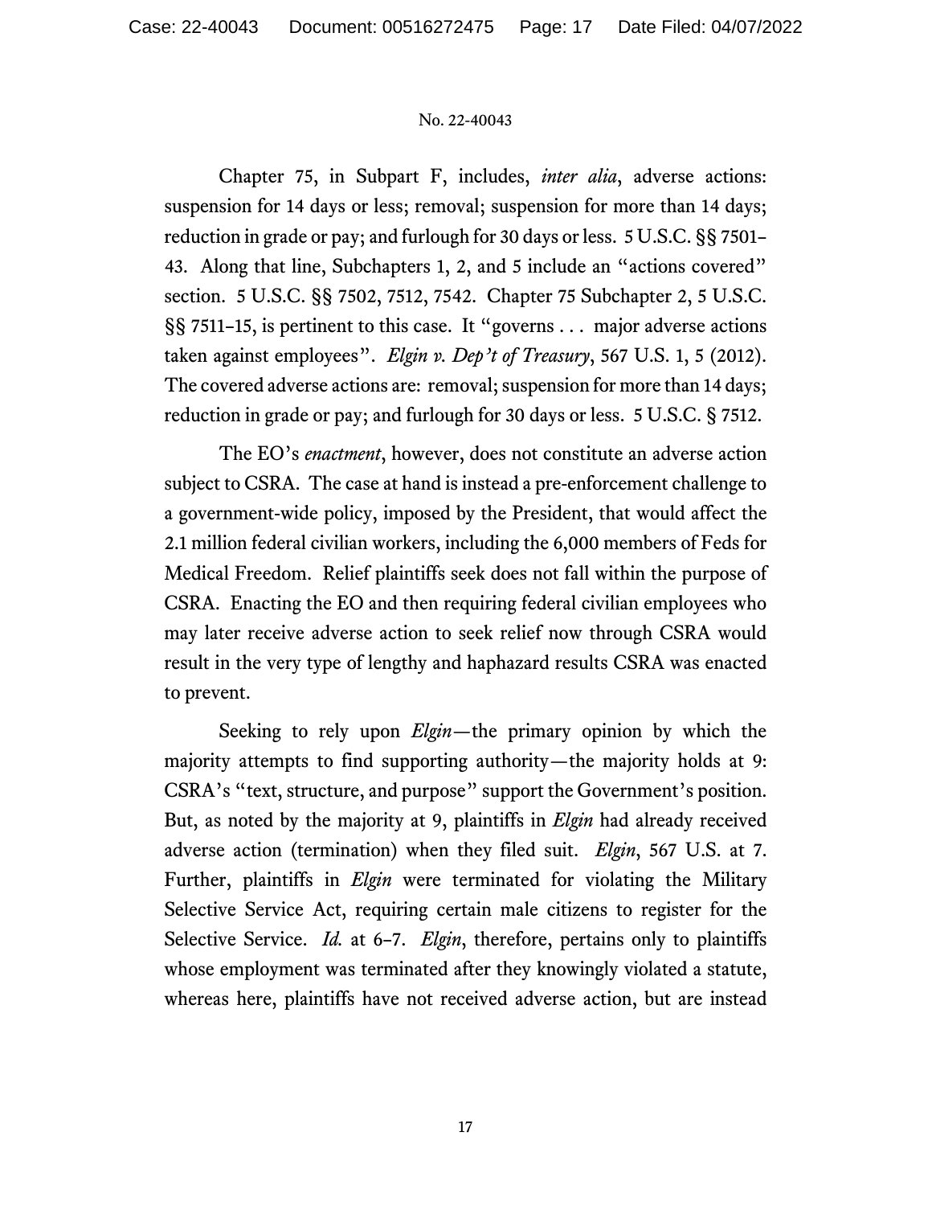Chapter 75, in Subpart F, includes, *inter alia*, adverse actions: suspension for 14 days or less; removal; suspension for more than 14 days; reduction in grade or pay; and furlough for 30 days or less. 5 U.S.C. §§ 7501–43. Along that line, Subchapters 1, 2, and 5 include an "actions covered" section. 5 U.S.C. §§ 7502, 7512, 7542. Chapter 75 Subchapter 2, 5 U.S.C. §§ 7511–15, is pertinent to this case. It "governs . . . major adverse actions taken against employees". *Elgin v. Dep't of Treasury*, 567 U.S. 1, 5 (2012). The covered adverse actions are: removal; suspension for more than 14 days; reduction in grade or pay; and furlough for 30 days or less. 5 U.S.C. § 7512.

The EO's *enactment*, however, does not constitute an adverse action subject to CSRA. The case at hand is instead a pre-enforcement challenge to a government-wide policy, imposed by the President, that would affect the 2.1 million federal civilian workers, including the 6,000 members of Feds for Medical Freedom. Relief plaintiffs seek does not fall within the purpose of CSRA. Enacting the EO and then requiring federal civilian employees who may later receive adverse action to seek relief now through CSRA would result in the very type of lengthy and haphazard results CSRA was enacted to prevent.

Seeking to rely upon *Elgin*—the primary opinion by which the majority attempts to find supporting authority—the majority holds at 9: CSRA's "text, structure, and purpose" support the Government's position. But, as noted by the majority at 9, plaintiffs in *Elgin* had already received adverse action (termination) when they filed suit. *Elgin*, 567 U.S. at 7. Further, plaintiffs in *Elgin* were terminated for violating the Military Selective Service Act, requiring certain male citizens to register for the Selective Service. *Id.* at 6–7. *Elgin*, therefore, pertains only to plaintiffs whose employment was terminated after they knowingly violated a statute, whereas here, plaintiffs have not received adverse action, but are instead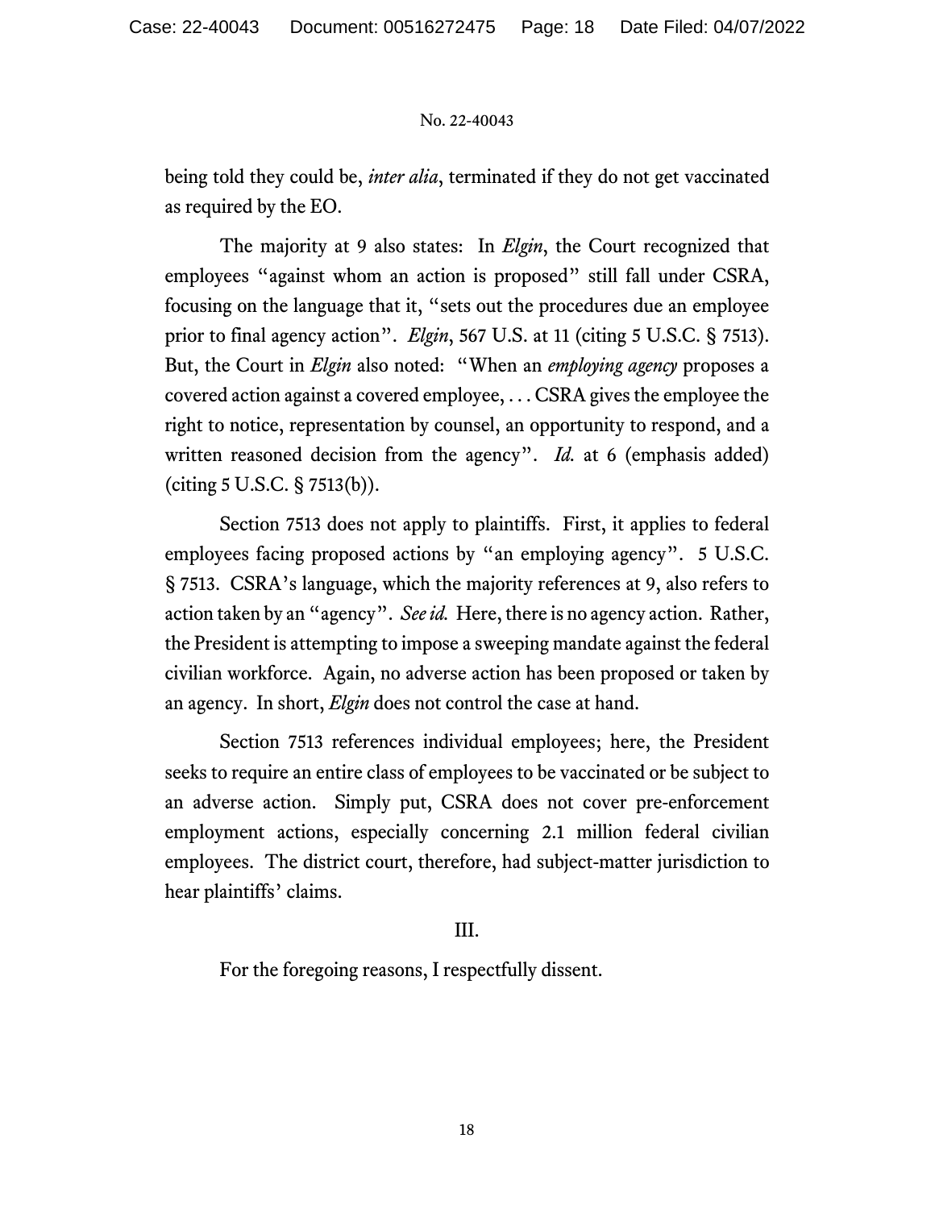being told they could be, *inter alia*, terminated if they do not get vaccinated as required by the EO.

The majority at 9 also states: In *Elgin*, the Court recognized that employees "against whom an action is proposed" still fall under CSRA, focusing on the language that it, "sets out the procedures due an employee prior to final agency action". *Elgin*, 567 U.S. at 11 (citing 5 U.S.C. § 7513). But, the Court in *Elgin* also noted: "When an *employing agency* proposes a covered action against a covered employee, . . . CSRA gives the employee the right to notice, representation by counsel, an opportunity to respond, and a written reasoned decision from the agency". *Id.* at 6 (emphasis added) (citing 5 U.S.C. § 7513(b)).

Section 7513 does not apply to plaintiffs. First, it applies to federal employees facing proposed actions by "an employing agency". 5 U.S.C. § 7513. CSRA's language, which the majority references at 9, also refers to action taken by an "agency". *See id.* Here, there is no agency action. Rather, the President is attempting to impose a sweeping mandate against the federal civilian workforce. Again, no adverse action has been proposed or taken by an agency. In short, *Elgin* does not control the case at hand.

Section 7513 references individual employees; here, the President seeks to require an entire class of employees to be vaccinated or be subject to an adverse action. Simply put, CSRA does not cover pre-enforcement employment actions, especially concerning 2.1 million federal civilian employees. The district court, therefore, had subject-matter jurisdiction to hear plaintiffs' claims.

## III.

For the foregoing reasons, I respectfully dissent.